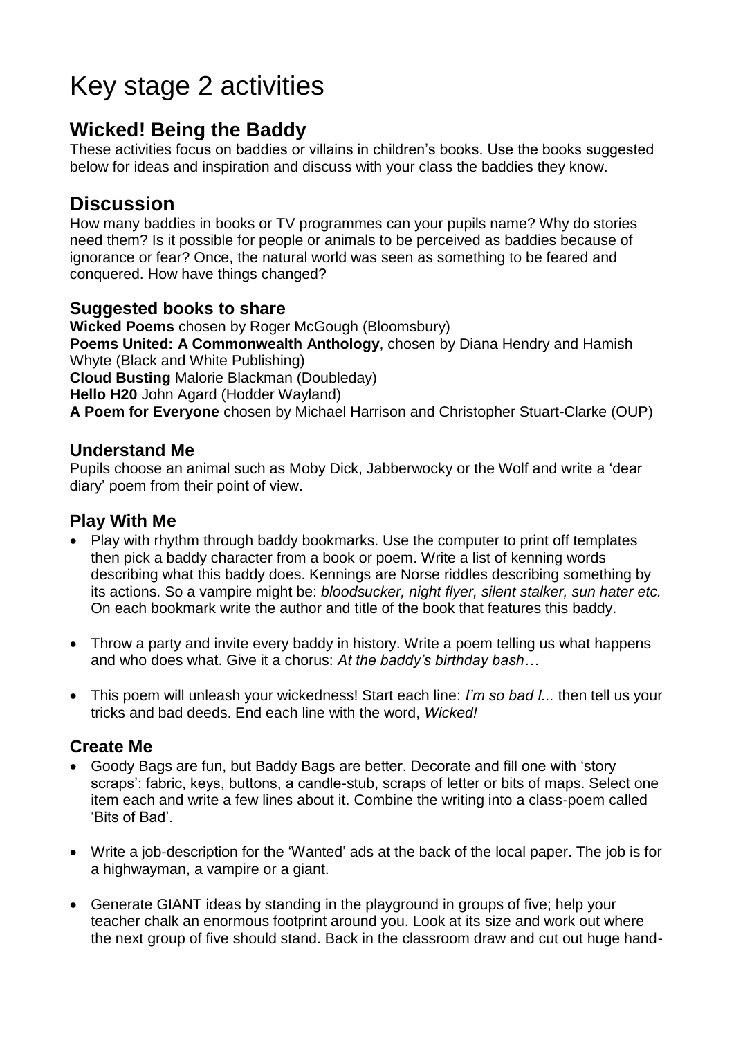# Key stage 2 activities

## Wicked! Being the Baddy

These activities focus on baddies or villains in children's books. Use the books suggested below for ideas and inspiration and discuss with your class the baddies they know.

## Discussion

How many baddies in books or TV programmes can your pupils name? Why do stories need them? Is it possible for people or animals to be perceived as baddies because of ignorance or fear? Once, the natural world was seen as something to be feared and conquered. How have things changed?

### Suggested books to share

**Wicked Poems** chosen by Roger McGough (Bloomsbury)
**Poems United: A Commonwealth Anthology**, chosen by Diana Hendry and Hamish Whyte (Black and White Publishing)
**Cloud Busting** Malorie Blackman (Doubleday)
**Hello H20** John Agard (Hodder Wayland)
**A Poem for Everyone** chosen by Michael Harrison and Christopher Stuart-Clarke (OUP)

### Understand Me

Pupils choose an animal such as Moby Dick, Jabberwocky or the Wolf and write a 'dear diary' poem from their point of view.

### Play With Me

- Play with rhythm through baddy bookmarks. Use the computer to print off templates then pick a baddy character from a book or poem. Write a list of kenning words describing what this baddy does. Kennings are Norse riddles describing something by its actions. So a vampire might be: *bloodsucker, night flyer, silent stalker, sun hater etc.* On each bookmark write the author and title of the book that features this baddy.

- Throw a party and invite every baddy in history. Write a poem telling us what happens and who does what. Give it a chorus: *At the baddy's birthday bash…*

- This poem will unleash your wickedness! Start each line: *I'm so bad I...* then tell us your tricks and bad deeds. End each line with the word, *Wicked!*

### Create Me

- Goody Bags are fun, but Baddy Bags are better. Decorate and fill one with 'story scraps': fabric, keys, buttons, a candle-stub, scraps of letter or bits of maps. Select one item each and write a few lines about it. Combine the writing into a class-poem called 'Bits of Bad'.

- Write a job-description for the 'Wanted' ads at the back of the local paper. The job is for a highwayman, a vampire or a giant.

- Generate GIANT ideas by standing in the playground in groups of five; help your teacher chalk an enormous footprint around you. Look at its size and work out where the next group of five should stand. Back in the classroom draw and cut out huge hand-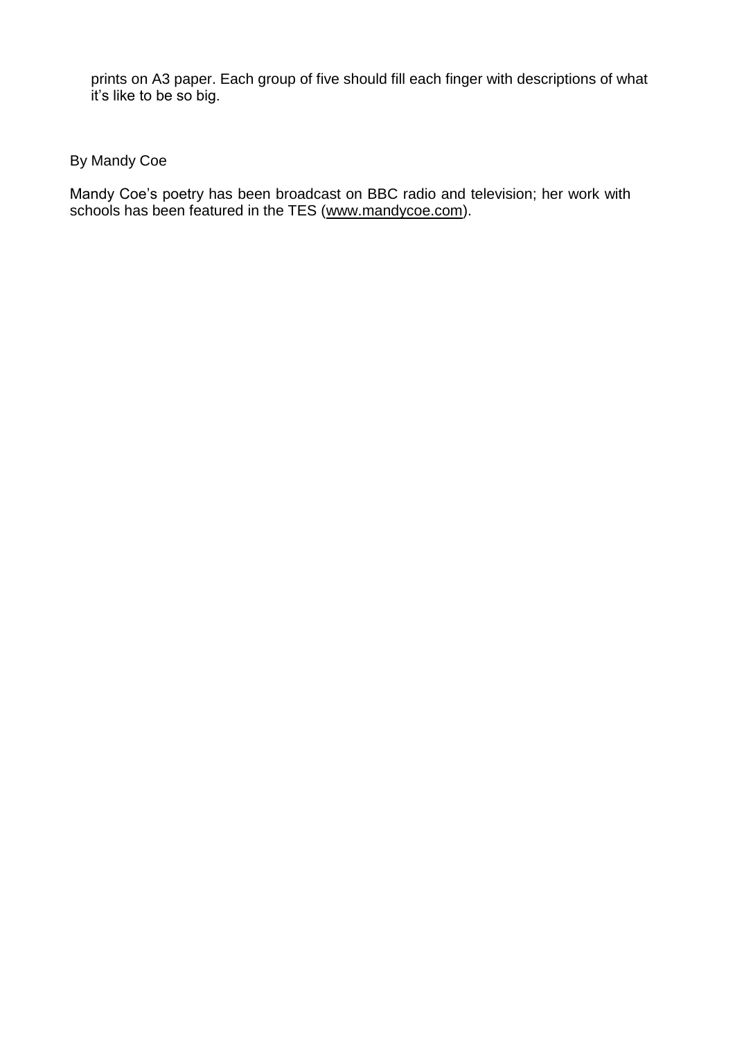prints on A3 paper. Each group of five should fill each finger with descriptions of what it's like to be so big.

By Mandy Coe

Mandy Coe's poetry has been broadcast on BBC radio and television; her work with schools has been featured in the TES (www.mandycoe.com).